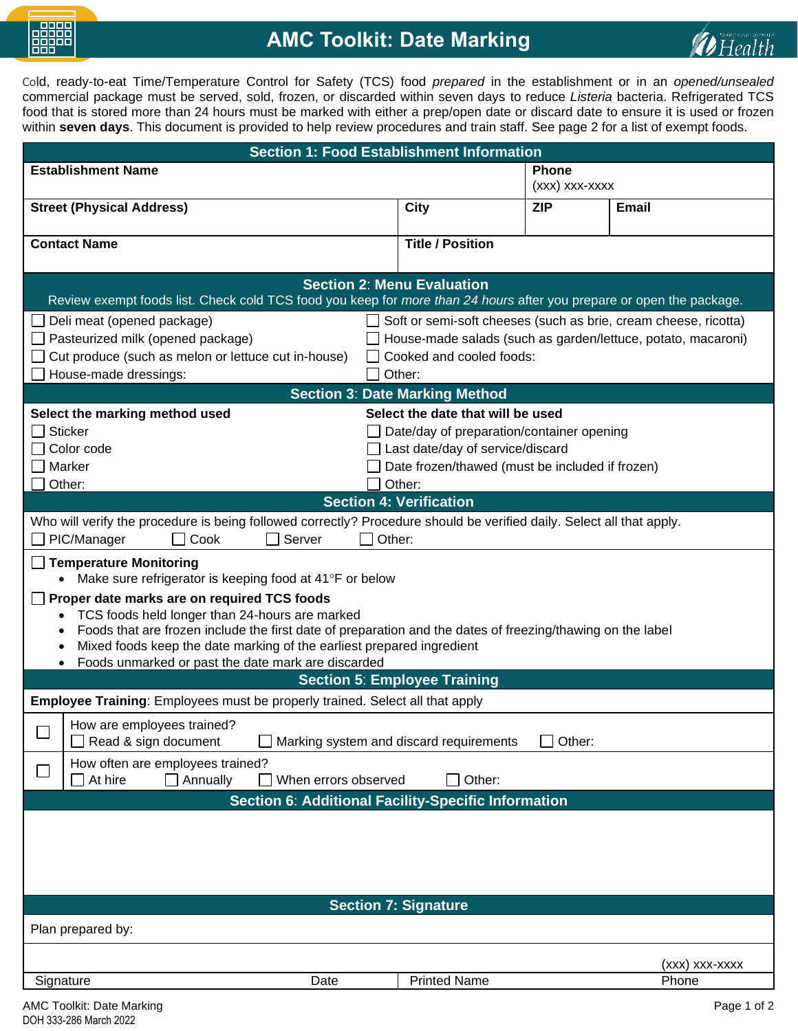# AMC Toolkit: Date Marking

Cold, ready-to-eat Time/Temperature Control for Safety (TCS) food *prepared* in the establishment or in an *opened/unsealed* commercial package must be served, sold, frozen, or discarded within seven days to reduce *Listeria* bacteria. Refrigerated TCS food that is stored more than 24 hours must be marked with either a prep/open date or discard date to ensure it is used or frozen within **seven days**. This document is provided to help review procedures and train staff. See page 2 for a list of exempt foods.

## Section 1: Food Establishment Information

| **Establishment Name** | | **Phone** (xxx) xxx-xxxx | |
|---|---|---|---|
| **Street (Physical Address)** | **City** | **ZIP** | **Email** |
| **Contact Name** | **Title / Position** | | |

## Section 2: Menu Evaluation

Review exempt foods list. Check cold TCS food you keep for *more than 24 hours* after you prepare or open the package.

- ☐ Deli meat (opened package)
- ☐ Pasteurized milk (opened package)
- ☐ Cut produce (such as melon or lettuce cut in-house)
- ☐ House-made dressings:
- ☐ Soft or semi-soft cheeses (such as brie, cream cheese, ricotta)
- ☐ House-made salads (such as garden/lettuce, potato, macaroni)
- ☐ Cooked and cooled foods:
- ☐ Other:

## Section 3: Date Marking Method

**Select the marking method used**

- ☐ Sticker
- ☐ Color code
- ☐ Marker
- ☐ Other:

**Select the date that will be used**

- ☐ Date/day of preparation/container opening
- ☐ Last date/day of service/discard
- ☐ Date frozen/thawed (must be included if frozen)
- ☐ Other:

## Section 4: Verification

Who will verify the procedure is being followed correctly? Procedure should be verified daily. Select all that apply.

☐ PIC/Manager ☐ Cook ☐ Server ☐ Other:

☐ **Temperature Monitoring**

- Make sure refrigerator is keeping food at 41°F or below

☐ **Proper date marks are on required TCS foods**

- TCS foods held longer than 24-hours are marked
- Foods that are frozen include the first date of preparation and the dates of freezing/thawing on the label
- Mixed foods keep the date marking of the earliest prepared ingredient
- Foods unmarked or past the date mark are discarded

## Section 5: Employee Training

**Employee Training**: Employees must be properly trained. Select all that apply

☐ How are employees trained?
☐ Read & sign document ☐ Marking system and discard requirements ☐ Other:

☐ How often are employees trained?
☐ At hire ☐ Annually ☐ When errors observed ☐ Other:

## Section 6: Additional Facility-Specific Information

## Section 7: Signature

Plan prepared by:

| Signature | Date | Printed Name | Phone (xxx) xxx-xxxx |
|---|---|---|---|

AMC Toolkit: Date Marking
DOH 333-286 March 2022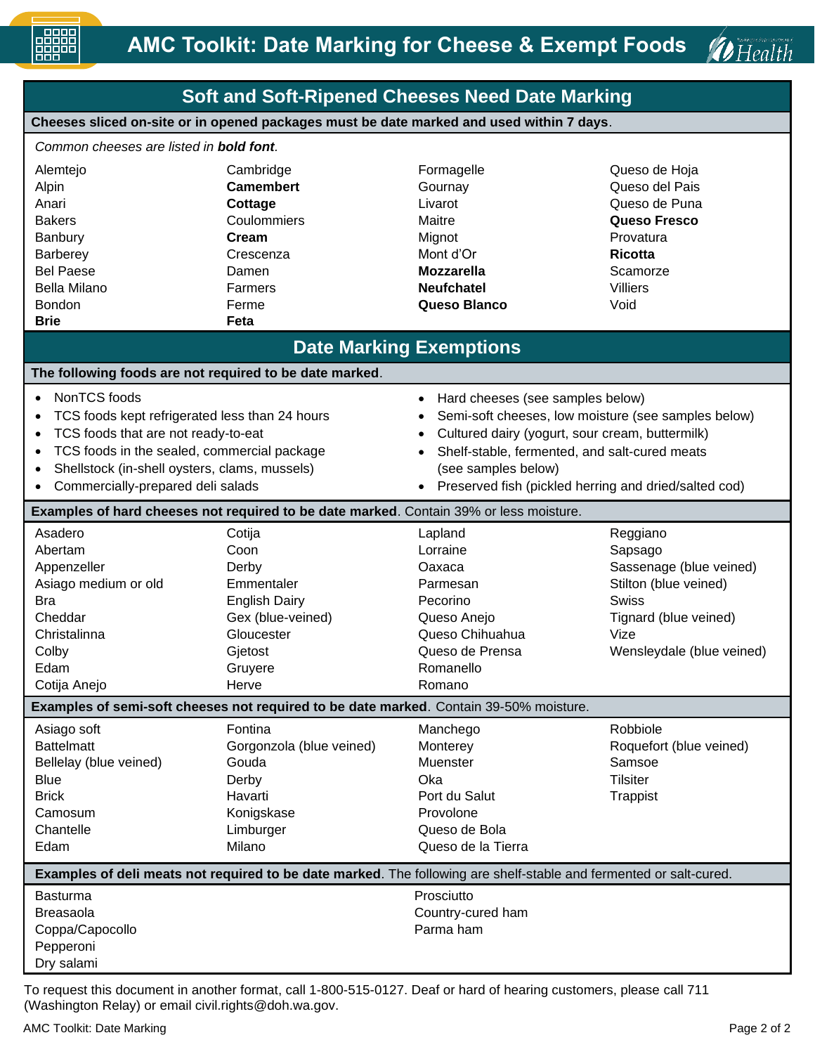# AMC Toolkit: Date Marking for Cheese & Exempt Foods

## Soft and Soft-Ripened Cheeses Need Date Marking

**Cheeses sliced on-site or in opened packages must be date marked and used within 7 days**.

*Common cheeses are listed in* ***bold font****.*

| | | | |
|---|---|---|---|
| Alemtejo | Cambridge | Formagelle | Queso de Hoja |
| Alpin | **Camembert** | Gournay | Queso del Pais |
| Anari | **Cottage** | Livarot | Queso de Puna |
| Bakers | Coulommiers | Maitre | **Queso Fresco** |
| Banbury | **Cream** | Mignot | Provatura |
| Barberey | Crescenza | Mont d'Or | **Ricotta** |
| Bel Paese | Damen | **Mozzarella** | Scamorze |
| Bella Milano | Farmers | **Neufchatel** | Villiers |
| Bondon | Ferme | **Queso Blanco** | Void |
| **Brie** | **Feta** | | |

## Date Marking Exemptions

**The following foods are not required to be date marked**.

- NonTCS foods
- TCS foods kept refrigerated less than 24 hours
- TCS foods that are not ready-to-eat
- TCS foods in the sealed, commercial package
- Shellstock (in-shell oysters, clams, mussels)
- Commercially-prepared deli salads
- Hard cheeses (see samples below)
- Semi-soft cheeses, low moisture (see samples below)
- Cultured dairy (yogurt, sour cream, buttermilk)
- Shelf-stable, fermented, and salt-cured meats (see samples below)
- Preserved fish (pickled herring and dried/salted cod)

**Examples of hard cheeses not required to be date marked**. Contain 39% or less moisture.

| | | | |
|---|---|---|---|
| Asadero | Cotija | Lapland | Reggiano |
| Abertam | Coon | Lorraine | Sapsago |
| Appenzeller | Derby | Oaxaca | Sassenage (blue veined) |
| Asiago medium or old | Emmentaler | Parmesan | Stilton (blue veined) |
| Bra | English Dairy | Pecorino | Swiss |
| Cheddar | Gex (blue-veined) | Queso Anejo | Tignard (blue veined) |
| Christalinna | Gloucester | Queso Chihuahua | Vize |
| Colby | Gjetost | Queso de Prensa | Wensleydale (blue veined) |
| Edam | Gruyere | Romanello | |
| Cotija Anejo | Herve | Romano | |

**Examples of semi-soft cheeses not required to be date marked**. Contain 39-50% moisture.

| | | | |
|---|---|---|---|
| Asiago soft | Fontina | Manchego | Robbiole |
| Battelmatt | Gorgonzola (blue veined) | Monterey | Roquefort (blue veined) |
| Bellelay (blue veined) | Gouda | Muenster | Samsoe |
| Blue | Derby | Oka | Tilsiter |
| Brick | Havarti | Port du Salut | Trappist |
| Camosum | Konigskase | Provolone | |
| Chantelle | Limburger | Queso de Bola | |
| Edam | Milano | Queso de la Tierra | |

**Examples of deli meats not required to be date marked**. The following are shelf-stable and fermented or salt-cured.

| | |
|---|---|
| Basturma | Prosciutto |
| Breasaola | Country-cured ham |
| Coppa/Capocollo | Parma ham |
| Pepperoni | |
| Dry salami | |

To request this document in another format, call 1-800-515-0127. Deaf or hard of hearing customers, please call 711 (Washington Relay) or email civil.rights@doh.wa.gov.